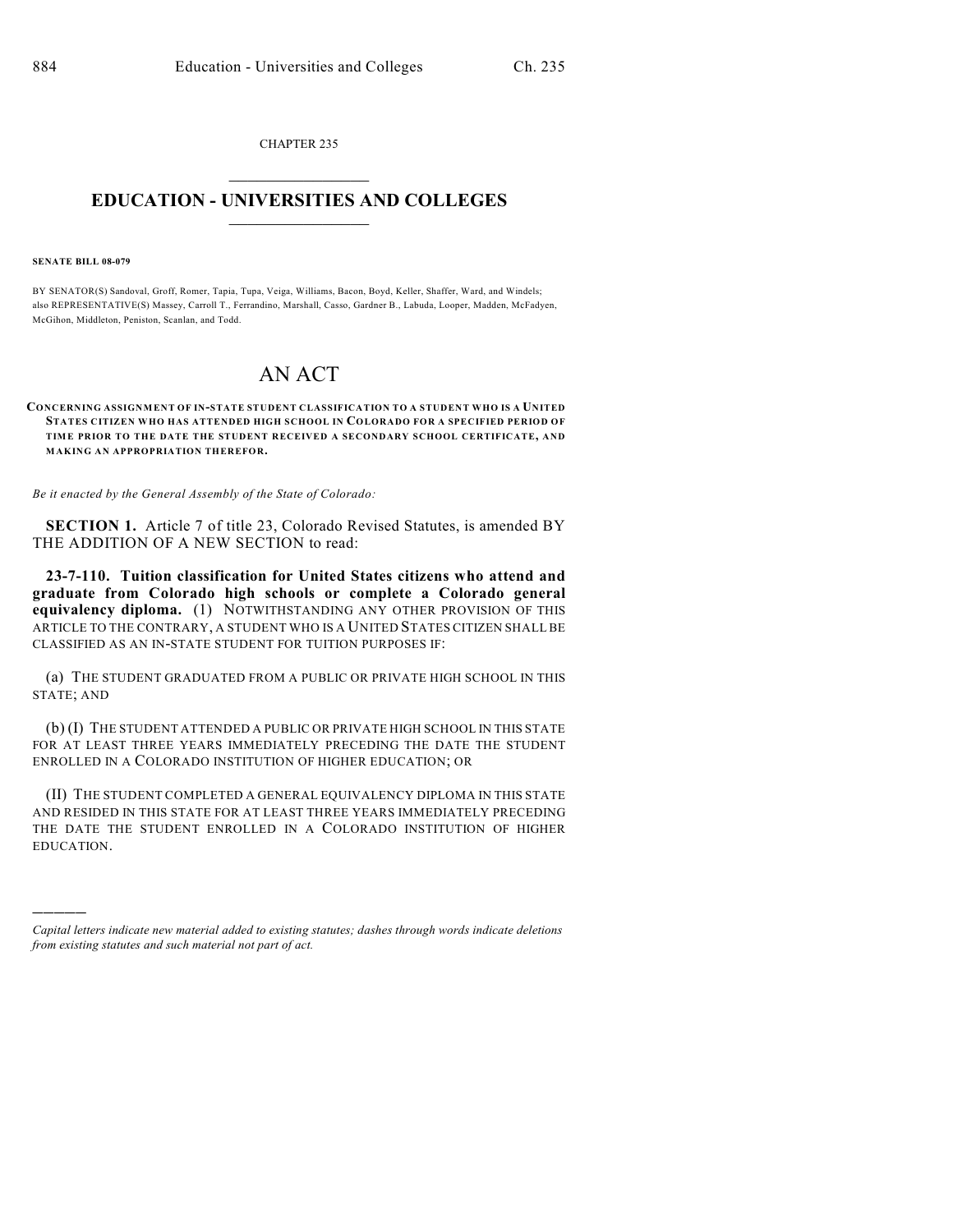CHAPTER 235

# EDUCATION - UNIVERSITIES AND COLLEGES

**SENATE BILL 08-079**

BY SENATOR(S) Sandoval, Groff, Romer, Tapia, Tupa, Veiga, Williams, Bacon, Boyd, Keller, Shaffer, Ward, and Windels; also REPRESENTATIVE(S) Massey, Carroll T., Ferrandino, Marshall, Casso, Gardner B., Labuda, Looper, Madden, McFadyen, McGihon, Middleton, Peniston, Scanlan, and Todd.

# AN ACT

**CONCERNING ASSIGNMENT OF IN-STATE STUDENT CLASSIFICATION TO A STUDENT WHO IS A UNITED STATES CITIZEN WHO HAS ATTENDED HIGH SCHOOL IN COLORADO FOR A SPECIFIED PERIOD OF TIME PRIOR TO THE DATE THE STUDENT RECEIVED A SECONDARY SCHOOL CERTIFICATE, AND MAKING AN APPROPRIATION THEREFOR.**

*Be it enacted by the General Assembly of the State of Colorado:*

**SECTION 1.** Article 7 of title 23, Colorado Revised Statutes, is amended BY THE ADDITION OF A NEW SECTION to read:

**23-7-110. Tuition classification for United States citizens who attend and graduate from Colorado high schools or complete a Colorado general equivalency diploma.** (1) NOTWITHSTANDING ANY OTHER PROVISION OF THIS ARTICLE TO THE CONTRARY, A STUDENT WHO IS A UNITED STATES CITIZEN SHALL BE CLASSIFIED AS AN IN-STATE STUDENT FOR TUITION PURPOSES IF:

(a) THE STUDENT GRADUATED FROM A PUBLIC OR PRIVATE HIGH SCHOOL IN THIS STATE; AND

(b) (I) THE STUDENT ATTENDED A PUBLIC OR PRIVATE HIGH SCHOOL IN THIS STATE FOR AT LEAST THREE YEARS IMMEDIATELY PRECEDING THE DATE THE STUDENT ENROLLED IN A COLORADO INSTITUTION OF HIGHER EDUCATION; OR

(II) THE STUDENT COMPLETED A GENERAL EQUIVALENCY DIPLOMA IN THIS STATE AND RESIDED IN THIS STATE FOR AT LEAST THREE YEARS IMMEDIATELY PRECEDING THE DATE THE STUDENT ENROLLED IN A COLORADO INSTITUTION OF HIGHER EDUCATION.

---

*Capital letters indicate new material added to existing statutes; dashes through words indicate deletions from existing statutes and such material not part of act.*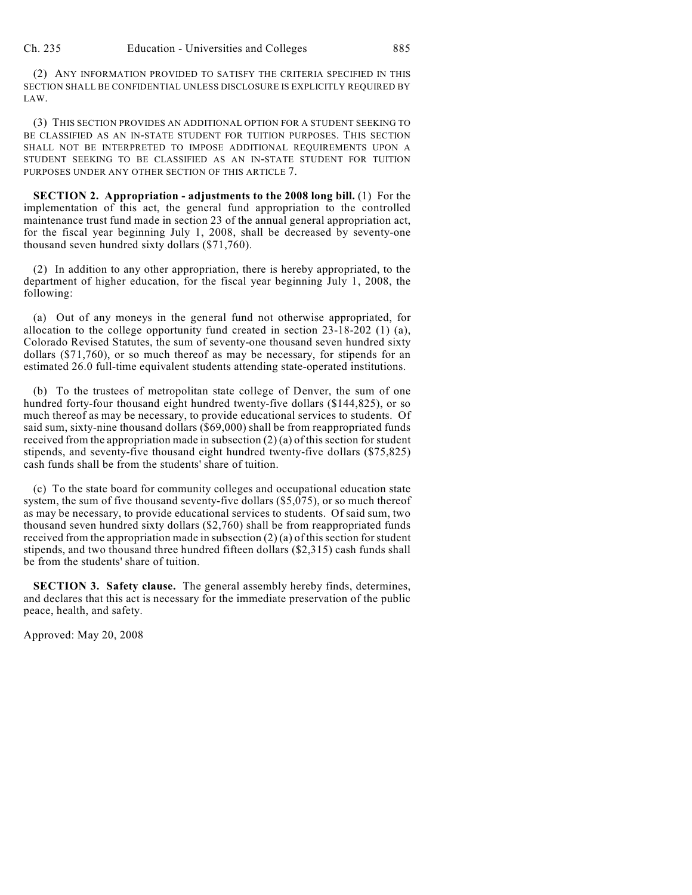(2) ANY INFORMATION PROVIDED TO SATISFY THE CRITERIA SPECIFIED IN THIS SECTION SHALL BE CONFIDENTIAL UNLESS DISCLOSURE IS EXPLICITLY REQUIRED BY LAW.

(3) THIS SECTION PROVIDES AN ADDITIONAL OPTION FOR A STUDENT SEEKING TO BE CLASSIFIED AS AN IN-STATE STUDENT FOR TUITION PURPOSES. THIS SECTION SHALL NOT BE INTERPRETED TO IMPOSE ADDITIONAL REQUIREMENTS UPON A STUDENT SEEKING TO BE CLASSIFIED AS AN IN-STATE STUDENT FOR TUITION PURPOSES UNDER ANY OTHER SECTION OF THIS ARTICLE 7.

**SECTION 2. Appropriation - adjustments to the 2008 long bill.** (1) For the implementation of this act, the general fund appropriation to the controlled maintenance trust fund made in section 23 of the annual general appropriation act, for the fiscal year beginning July 1, 2008, shall be decreased by seventy-one thousand seven hundred sixty dollars ($71,760).

(2) In addition to any other appropriation, there is hereby appropriated, to the department of higher education, for the fiscal year beginning July 1, 2008, the following:

(a) Out of any moneys in the general fund not otherwise appropriated, for allocation to the college opportunity fund created in section 23-18-202 (1) (a), Colorado Revised Statutes, the sum of seventy-one thousand seven hundred sixty dollars ($71,760), or so much thereof as may be necessary, for stipends for an estimated 26.0 full-time equivalent students attending state-operated institutions.

(b) To the trustees of metropolitan state college of Denver, the sum of one hundred forty-four thousand eight hundred twenty-five dollars ($144,825), or so much thereof as may be necessary, to provide educational services to students. Of said sum, sixty-nine thousand dollars ($69,000) shall be from reappropriated funds received from the appropriation made in subsection (2) (a) of this section for student stipends, and seventy-five thousand eight hundred twenty-five dollars ($75,825) cash funds shall be from the students' share of tuition.

(c) To the state board for community colleges and occupational education state system, the sum of five thousand seventy-five dollars ($5,075), or so much thereof as may be necessary, to provide educational services to students. Of said sum, two thousand seven hundred sixty dollars ($2,760) shall be from reappropriated funds received from the appropriation made in subsection (2) (a) of this section for student stipends, and two thousand three hundred fifteen dollars ($2,315) cash funds shall be from the students' share of tuition.

**SECTION 3. Safety clause.** The general assembly hereby finds, determines, and declares that this act is necessary for the immediate preservation of the public peace, health, and safety.

Approved: May 20, 2008